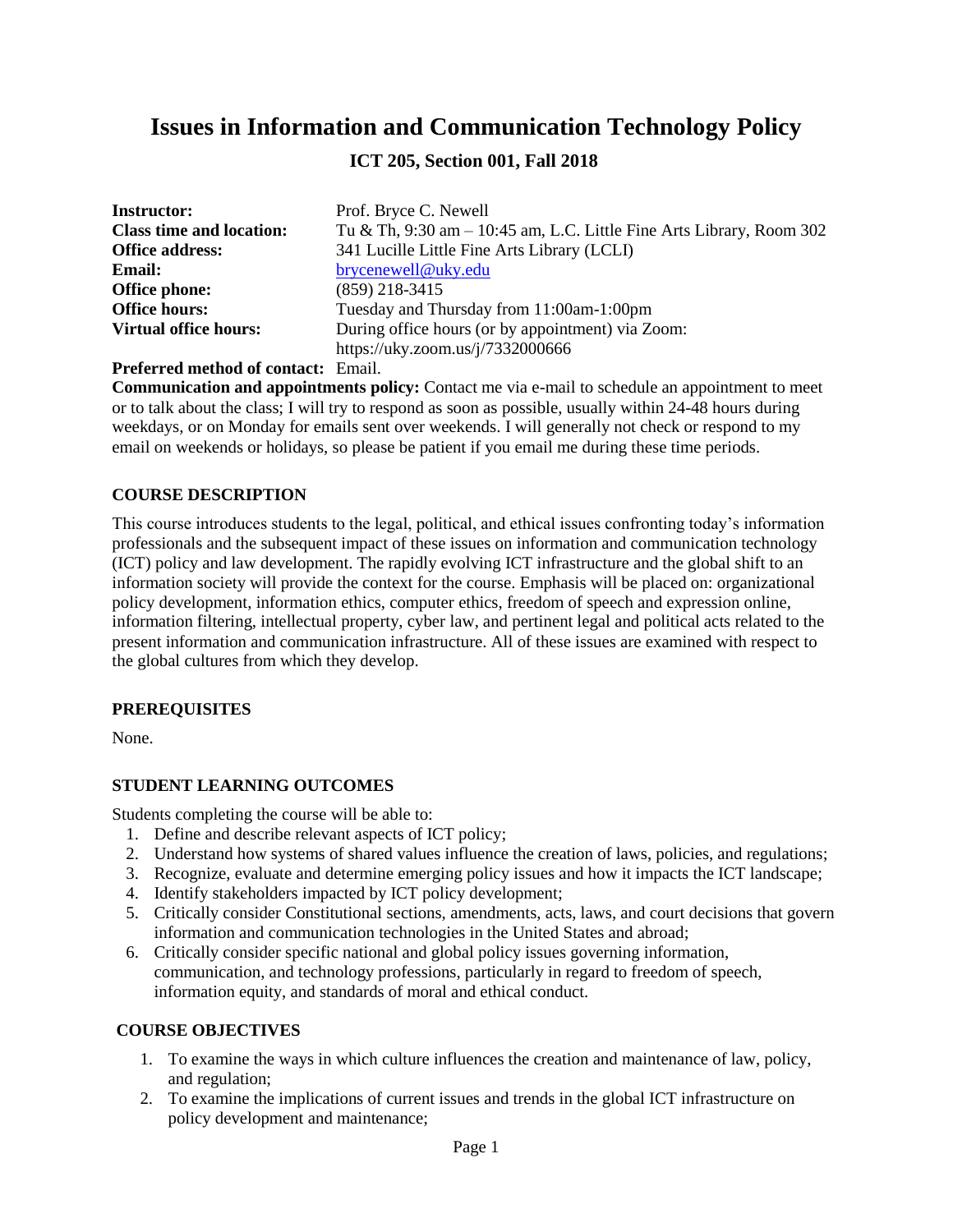# Issues in Information and Communication Technology Policy

## ICT 205, Section 001, Fall 2018

| | |
|---|---|
| **Instructor:** | Prof. Bryce C. Newell |
| **Class time and location:** | Tu & Th, 9:30 am – 10:45 am, L.C. Little Fine Arts Library, Room 302 |
| **Office address:** | 341 Lucille Little Fine Arts Library (LCLI) |
| **Email:** | brycenewell@uky.edu |
| **Office phone:** | (859) 218-3415 |
| **Office hours:** | Tuesday and Thursday from 11:00am-1:00pm |
| **Virtual office hours:** | During office hours (or by appointment) via Zoom: https://uky.zoom.us/j/7332000666 |

**Preferred method of contact:** Email.

**Communication and appointments policy:** Contact me via e-mail to schedule an appointment to meet or to talk about the class; I will try to respond as soon as possible, usually within 24-48 hours during weekdays, or on Monday for emails sent over weekends. I will generally not check or respond to my email on weekends or holidays, so please be patient if you email me during these time periods.

### COURSE DESCRIPTION

This course introduces students to the legal, political, and ethical issues confronting today's information professionals and the subsequent impact of these issues on information and communication technology (ICT) policy and law development. The rapidly evolving ICT infrastructure and the global shift to an information society will provide the context for the course. Emphasis will be placed on: organizational policy development, information ethics, computer ethics, freedom of speech and expression online, information filtering, intellectual property, cyber law, and pertinent legal and political acts related to the present information and communication infrastructure. All of these issues are examined with respect to the global cultures from which they develop.

### PREREQUISITES

None.

### STUDENT LEARNING OUTCOMES

Students completing the course will be able to:

1. Define and describe relevant aspects of ICT policy;
2. Understand how systems of shared values influence the creation of laws, policies, and regulations;
3. Recognize, evaluate and determine emerging policy issues and how it impacts the ICT landscape;
4. Identify stakeholders impacted by ICT policy development;
5. Critically consider Constitutional sections, amendments, acts, laws, and court decisions that govern information and communication technologies in the United States and abroad;
6. Critically consider specific national and global policy issues governing information, communication, and technology professions, particularly in regard to freedom of speech, information equity, and standards of moral and ethical conduct.

### COURSE OBJECTIVES

1. To examine the ways in which culture influences the creation and maintenance of law, policy, and regulation;
2. To examine the implications of current issues and trends in the global ICT infrastructure on policy development and maintenance;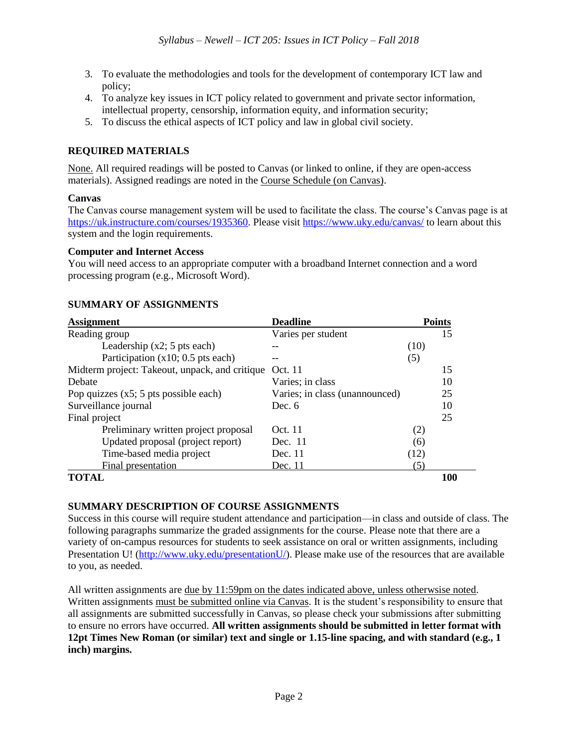3. To evaluate the methodologies and tools for the development of contemporary ICT law and policy;
4. To analyze key issues in ICT policy related to government and private sector information, intellectual property, censorship, information equity, and information security;
5. To discuss the ethical aspects of ICT policy and law in global civil society.

## REQUIRED MATERIALS

None. All required readings will be posted to Canvas (or linked to online, if they are open-access materials). Assigned readings are noted in the Course Schedule (on Canvas).

### Canvas

The Canvas course management system will be used to facilitate the class. The course's Canvas page is at https://uk.instructure.com/courses/1935360. Please visit https://www.uky.edu/canvas/ to learn about this system and the login requirements.

### Computer and Internet Access

You will need access to an appropriate computer with a broadband Internet connection and a word processing program (e.g., Microsoft Word).

## SUMMARY OF ASSIGNMENTS

| Assignment | Deadline | | Points |
|---|---|---|---|
| Reading group | Varies per student | | 15 |
| Leadership (x2; 5 pts each) | -- | (10) | |
| Participation (x10; 0.5 pts each) | -- | (5) | |
| Midterm project: Takeout, unpack, and critique | Oct. 11 | | 15 |
| Debate | Varies; in class | | 10 |
| Pop quizzes (x5; 5 pts possible each) | Varies; in class (unannounced) | | 25 |
| Surveillance journal | Dec. 6 | | 10 |
| Final project | | | 25 |
| Preliminary written project proposal | Oct. 11 | (2) | |
| Updated proposal (project report) | Dec. 11 | (6) | |
| Time-based media project | Dec. 11 | (12) | |
| Final presentation | Dec. 11 | (5) | |
| **TOTAL** | | | **100** |

## SUMMARY DESCRIPTION OF COURSE ASSIGNMENTS

Success in this course will require student attendance and participation—in class and outside of class. The following paragraphs summarize the graded assignments for the course. Please note that there are a variety of on-campus resources for students to seek assistance on oral or written assignments, including Presentation U! (http://www.uky.edu/presentationU/). Please make use of the resources that are available to you, as needed.

All written assignments are due by 11:59pm on the dates indicated above, unless otherwise noted. Written assignments must be submitted online via Canvas. It is the student's responsibility to ensure that all assignments are submitted successfully in Canvas, so please check your submissions after submitting to ensure no errors have occurred. **All written assignments should be submitted in letter format with 12pt Times New Roman (or similar) text and single or 1.15-line spacing, and with standard (e.g., 1 inch) margins.**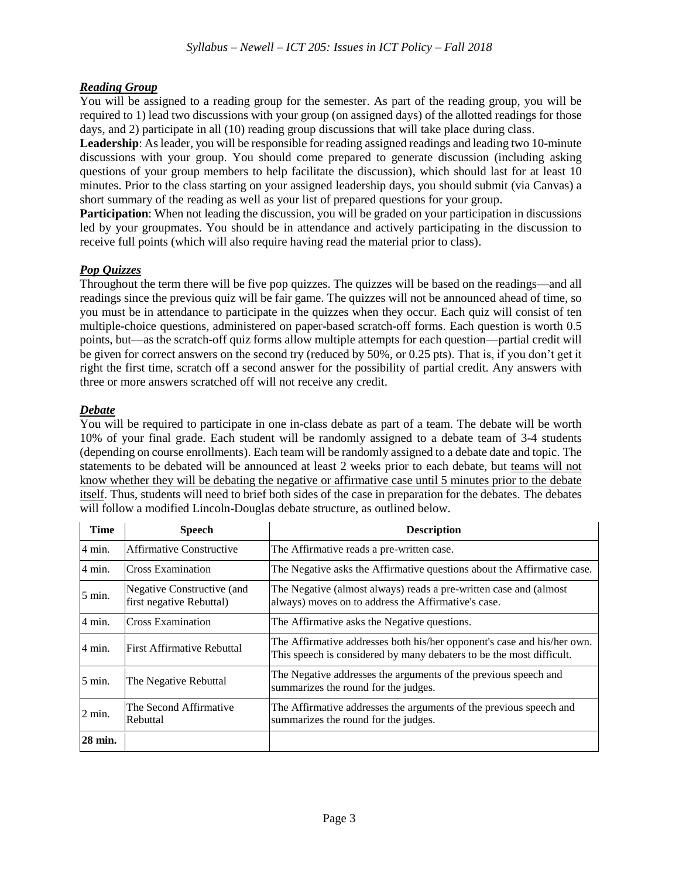### ***Reading Group***

You will be assigned to a reading group for the semester. As part of the reading group, you will be required to 1) lead two discussions with your group (on assigned days) of the allotted readings for those days, and 2) participate in all (10) reading group discussions that will take place during class.

**Leadership**: As leader, you will be responsible for reading assigned readings and leading two 10-minute discussions with your group. You should come prepared to generate discussion (including asking questions of your group members to help facilitate the discussion), which should last for at least 10 minutes. Prior to the class starting on your assigned leadership days, you should submit (via Canvas) a short summary of the reading as well as your list of prepared questions for your group.

**Participation**: When not leading the discussion, you will be graded on your participation in discussions led by your groupmates. You should be in attendance and actively participating in the discussion to receive full points (which will also require having read the material prior to class).

### ***Pop Quizzes***

Throughout the term there will be five pop quizzes. The quizzes will be based on the readings—and all readings since the previous quiz will be fair game. The quizzes will not be announced ahead of time, so you must be in attendance to participate in the quizzes when they occur. Each quiz will consist of ten multiple-choice questions, administered on paper-based scratch-off forms. Each question is worth 0.5 points, but—as the scratch-off quiz forms allow multiple attempts for each question—partial credit will be given for correct answers on the second try (reduced by 50%, or 0.25 pts). That is, if you don't get it right the first time, scratch off a second answer for the possibility of partial credit. Any answers with three or more answers scratched off will not receive any credit.

### ***Debate***

You will be required to participate in one in-class debate as part of a team. The debate will be worth 10% of your final grade. Each student will be randomly assigned to a debate team of 3-4 students (depending on course enrollments). Each team will be randomly assigned to a debate date and topic. The statements to be debated will be announced at least 2 weeks prior to each debate, but <u>teams will not know whether they will be debating the negative or affirmative case until 5 minutes prior to the debate itself</u>. Thus, students will need to brief both sides of the case in preparation for the debates. The debates will follow a modified Lincoln-Douglas debate structure, as outlined below.

| Time | Speech | Description |
|---|---|---|
| 4 min. | Affirmative Constructive | The Affirmative reads a pre-written case. |
| 4 min. | Cross Examination | The Negative asks the Affirmative questions about the Affirmative case. |
| 5 min. | Negative Constructive (and first negative Rebuttal) | The Negative (almost always) reads a pre-written case and (almost always) moves on to address the Affirmative's case. |
| 4 min. | Cross Examination | The Affirmative asks the Negative questions. |
| 4 min. | First Affirmative Rebuttal | The Affirmative addresses both his/her opponent's case and his/her own. This speech is considered by many debaters to be the most difficult. |
| 5 min. | The Negative Rebuttal | The Negative addresses the arguments of the previous speech and summarizes the round for the judges. |
| 2 min. | The Second Affirmative Rebuttal | The Affirmative addresses the arguments of the previous speech and summarizes the round for the judges. |
| **28 min.** | | |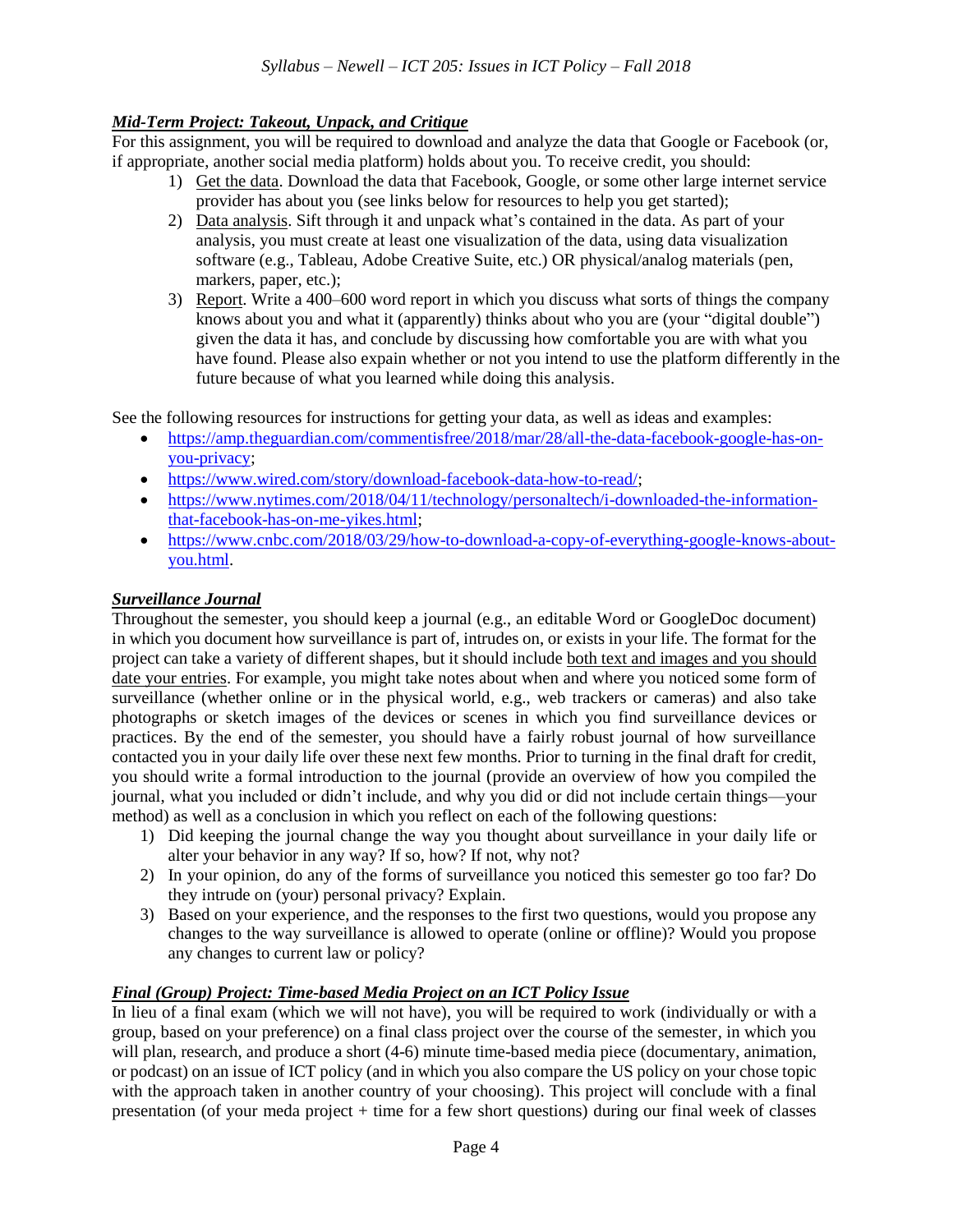### ***Mid-Term Project: Takeout, Unpack, and Critique***

For this assignment, you will be required to download and analyze the data that Google or Facebook (or, if appropriate, another social media platform) holds about you. To receive credit, you should:

1) Get the data. Download the data that Facebook, Google, or some other large internet service provider has about you (see links below for resources to help you get started);
2) Data analysis. Sift through it and unpack what's contained in the data. As part of your analysis, you must create at least one visualization of the data, using data visualization software (e.g., Tableau, Adobe Creative Suite, etc.) OR physical/analog materials (pen, markers, paper, etc.);
3) Report. Write a 400–600 word report in which you discuss what sorts of things the company knows about you and what it (apparently) thinks about who you are (your "digital double") given the data it has, and conclude by discussing how comfortable you are with what you have found. Please also expain whether or not you intend to use the platform differently in the future because of what you learned while doing this analysis.

See the following resources for instructions for getting your data, as well as ideas and examples:

- https://amp.theguardian.com/commentisfree/2018/mar/28/all-the-data-facebook-google-has-on-you-privacy;
- https://www.wired.com/story/download-facebook-data-how-to-read/;
- https://www.nytimes.com/2018/04/11/technology/personaltech/i-downloaded-the-information-that-facebook-has-on-me-yikes.html;
- https://www.cnbc.com/2018/03/29/how-to-download-a-copy-of-everything-google-knows-about-you.html.

### ***Surveillance Journal***

Throughout the semester, you should keep a journal (e.g., an editable Word or GoogleDoc document) in which you document how surveillance is part of, intrudes on, or exists in your life. The format for the project can take a variety of different shapes, but it should include both text and images and you should date your entries. For example, you might take notes about when and where you noticed some form of surveillance (whether online or in the physical world, e.g., web trackers or cameras) and also take photographs or sketch images of the devices or scenes in which you find surveillance devices or practices. By the end of the semester, you should have a fairly robust journal of how surveillance contacted you in your daily life over these next few months. Prior to turning in the final draft for credit, you should write a formal introduction to the journal (provide an overview of how you compiled the journal, what you included or didn't include, and why you did or did not include certain things—your method) as well as a conclusion in which you reflect on each of the following questions:

1) Did keeping the journal change the way you thought about surveillance in your daily life or alter your behavior in any way? If so, how? If not, why not?
2) In your opinion, do any of the forms of surveillance you noticed this semester go too far? Do they intrude on (your) personal privacy? Explain.
3) Based on your experience, and the responses to the first two questions, would you propose any changes to the way surveillance is allowed to operate (online or offline)? Would you propose any changes to current law or policy?

### ***Final (Group) Project: Time-based Media Project on an ICT Policy Issue***

In lieu of a final exam (which we will not have), you will be required to work (individually or with a group, based on your preference) on a final class project over the course of the semester, in which you will plan, research, and produce a short (4-6) minute time-based media piece (documentary, animation, or podcast) on an issue of ICT policy (and in which you also compare the US policy on your chose topic with the approach taken in another country of your choosing). This project will conclude with a final presentation (of your meda project + time for a few short questions) during our final week of classes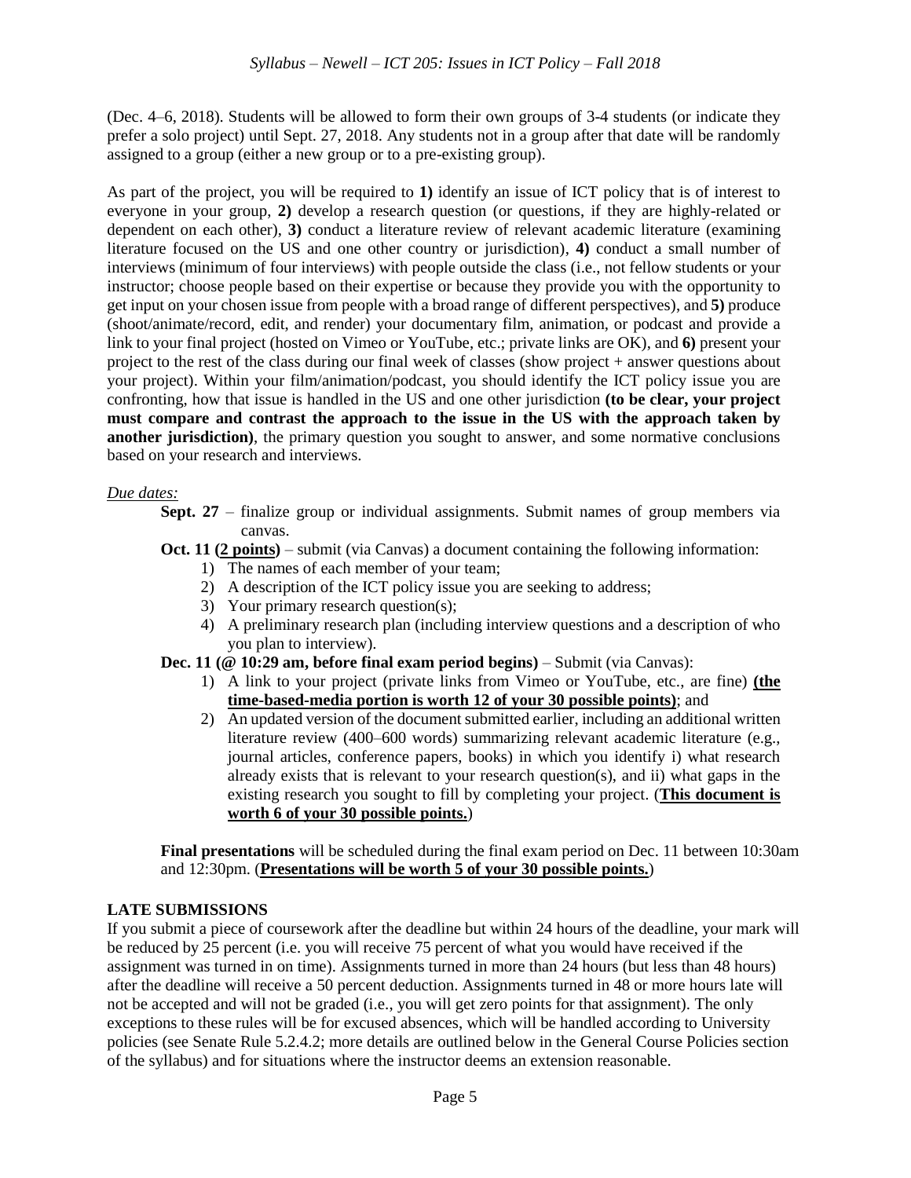(Dec. 4–6, 2018). Students will be allowed to form their own groups of 3-4 students (or indicate they prefer a solo project) until Sept. 27, 2018. Any students not in a group after that date will be randomly assigned to a group (either a new group or to a pre-existing group).

As part of the project, you will be required to **1)** identify an issue of ICT policy that is of interest to everyone in your group, **2)** develop a research question (or questions, if they are highly-related or dependent on each other), **3)** conduct a literature review of relevant academic literature (examining literature focused on the US and one other country or jurisdiction), **4)** conduct a small number of interviews (minimum of four interviews) with people outside the class (i.e., not fellow students or your instructor; choose people based on their expertise or because they provide you with the opportunity to get input on your chosen issue from people with a broad range of different perspectives), and **5)** produce (shoot/animate/record, edit, and render) your documentary film, animation, or podcast and provide a link to your final project (hosted on Vimeo or YouTube, etc.; private links are OK), and **6)** present your project to the rest of the class during our final week of classes (show project + answer questions about your project). Within your film/animation/podcast, you should identify the ICT policy issue you are confronting, how that issue is handled in the US and one other jurisdiction **(to be clear, your project must compare and contrast the approach to the issue in the US with the approach taken by another jurisdiction)**, the primary question you sought to answer, and some normative conclusions based on your research and interviews.

*Due dates:*

**Sept. 27** – finalize group or individual assignments. Submit names of group members via canvas.

**Oct. 11 (2 points)** – submit (via Canvas) a document containing the following information:

1) The names of each member of your team;
2) A description of the ICT policy issue you are seeking to address;
3) Your primary research question(s);
4) A preliminary research plan (including interview questions and a description of who you plan to interview).

**Dec. 11 (@ 10:29 am, before final exam period begins)** – Submit (via Canvas):

1) A link to your project (private links from Vimeo or YouTube, etc., are fine) **(the time-based-media portion is worth 12 of your 30 possible points)**; and
2) An updated version of the document submitted earlier, including an additional written literature review (400–600 words) summarizing relevant academic literature (e.g., journal articles, conference papers, books) in which you identify i) what research already exists that is relevant to your research question(s), and ii) what gaps in the existing research you sought to fill by completing your project. (**This document is worth 6 of your 30 possible points.**)

**Final presentations** will be scheduled during the final exam period on Dec. 11 between 10:30am and 12:30pm. (**Presentations will be worth 5 of your 30 possible points.**)

## LATE SUBMISSIONS

If you submit a piece of coursework after the deadline but within 24 hours of the deadline, your mark will be reduced by 25 percent (i.e. you will receive 75 percent of what you would have received if the assignment was turned in on time). Assignments turned in more than 24 hours (but less than 48 hours) after the deadline will receive a 50 percent deduction. Assignments turned in 48 or more hours late will not be accepted and will not be graded (i.e., you will get zero points for that assignment). The only exceptions to these rules will be for excused absences, which will be handled according to University policies (see Senate Rule 5.2.4.2; more details are outlined below in the General Course Policies section of the syllabus) and for situations where the instructor deems an extension reasonable.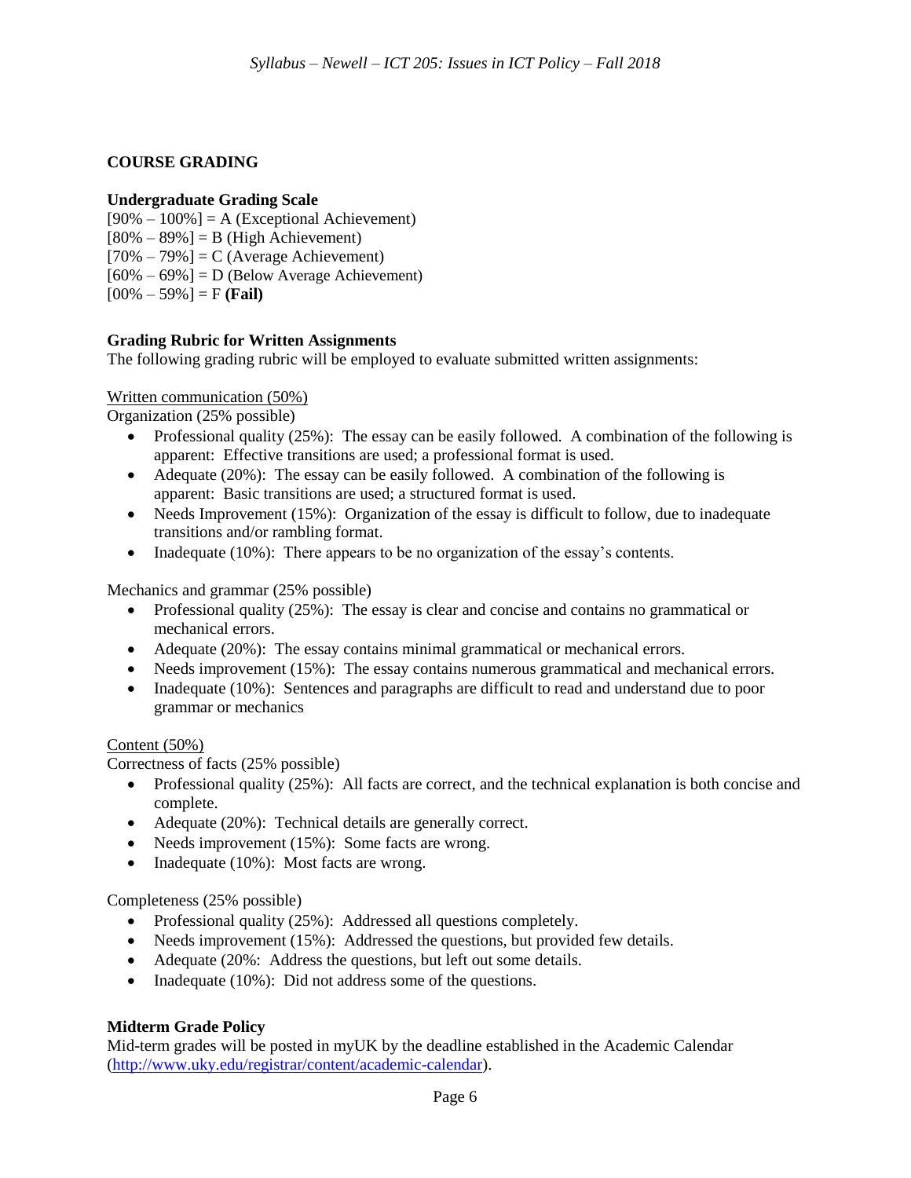## COURSE GRADING

### Undergraduate Grading Scale

[90% – 100%] = A (Exceptional Achievement)
[80% – 89%] = B (High Achievement)
[70% – 79%] = C (Average Achievement)
[60% – 69%] = D (Below Average Achievement)
[00% – 59%] = F **(Fail)**

### Grading Rubric for Written Assignments

The following grading rubric will be employed to evaluate submitted written assignments:

Written communication (50%)

Organization (25% possible)

- Professional quality (25%): The essay can be easily followed. A combination of the following is apparent: Effective transitions are used; a professional format is used.
- Adequate (20%): The essay can be easily followed. A combination of the following is apparent: Basic transitions are used; a structured format is used.
- Needs Improvement (15%): Organization of the essay is difficult to follow, due to inadequate transitions and/or rambling format.
- Inadequate (10%): There appears to be no organization of the essay's contents.

Mechanics and grammar (25% possible)

- Professional quality (25%): The essay is clear and concise and contains no grammatical or mechanical errors.
- Adequate (20%): The essay contains minimal grammatical or mechanical errors.
- Needs improvement (15%): The essay contains numerous grammatical and mechanical errors.
- Inadequate (10%): Sentences and paragraphs are difficult to read and understand due to poor grammar or mechanics

Content (50%)

Correctness of facts (25% possible)

- Professional quality (25%): All facts are correct, and the technical explanation is both concise and complete.
- Adequate (20%): Technical details are generally correct.
- Needs improvement (15%): Some facts are wrong.
- Inadequate (10%): Most facts are wrong.

Completeness (25% possible)

- Professional quality (25%): Addressed all questions completely.
- Needs improvement (15%): Addressed the questions, but provided few details.
- Adequate (20%: Address the questions, but left out some details.
- Inadequate (10%): Did not address some of the questions.

### Midterm Grade Policy

Mid-term grades will be posted in myUK by the deadline established in the Academic Calendar (http://www.uky.edu/registrar/content/academic-calendar).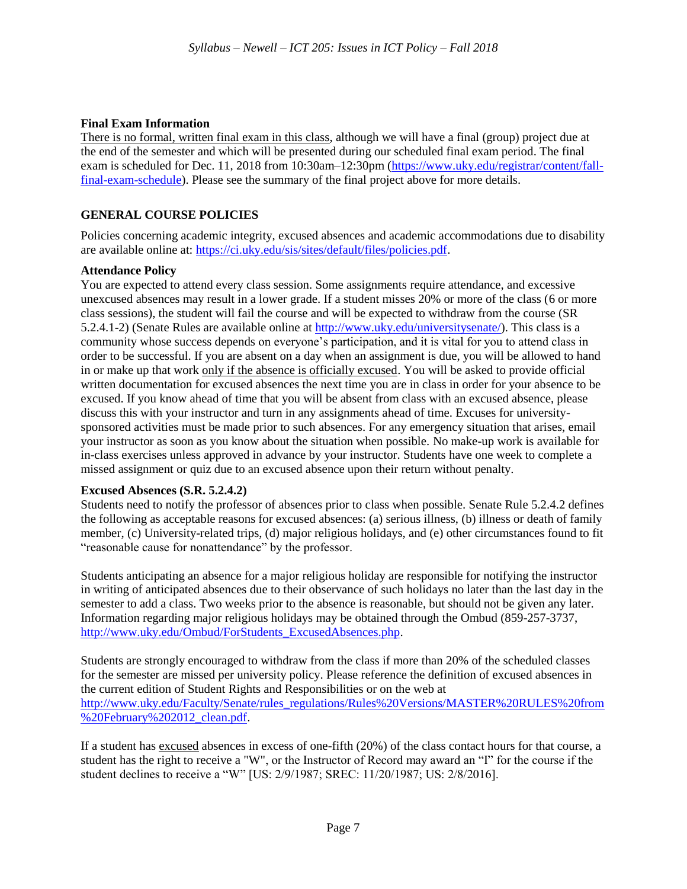**Final Exam Information**

There is no formal, written final exam in this class, although we will have a final (group) project due at the end of the semester and which will be presented during our scheduled final exam period. The final exam is scheduled for Dec. 11, 2018 from 10:30am–12:30pm (https://www.uky.edu/registrar/content/fall-final-exam-schedule). Please see the summary of the final project above for more details.

## GENERAL COURSE POLICIES

Policies concerning academic integrity, excused absences and academic accommodations due to disability are available online at: https://ci.uky.edu/sis/sites/default/files/policies.pdf.

**Attendance Policy**

You are expected to attend every class session. Some assignments require attendance, and excessive unexcused absences may result in a lower grade. If a student misses 20% or more of the class (6 or more class sessions), the student will fail the course and will be expected to withdraw from the course (SR 5.2.4.1-2) (Senate Rules are available online at http://www.uky.edu/universitysenate/). This class is a community whose success depends on everyone's participation, and it is vital for you to attend class in order to be successful. If you are absent on a day when an assignment is due, you will be allowed to hand in or make up that work only if the absence is officially excused. You will be asked to provide official written documentation for excused absences the next time you are in class in order for your absence to be excused. If you know ahead of time that you will be absent from class with an excused absence, please discuss this with your instructor and turn in any assignments ahead of time. Excuses for university-sponsored activities must be made prior to such absences. For any emergency situation that arises, email your instructor as soon as you know about the situation when possible. No make-up work is available for in-class exercises unless approved in advance by your instructor. Students have one week to complete a missed assignment or quiz due to an excused absence upon their return without penalty.

**Excused Absences (S.R. 5.2.4.2)**

Students need to notify the professor of absences prior to class when possible. Senate Rule 5.2.4.2 defines the following as acceptable reasons for excused absences: (a) serious illness, (b) illness or death of family member, (c) University-related trips, (d) major religious holidays, and (e) other circumstances found to fit "reasonable cause for nonattendance" by the professor.

Students anticipating an absence for a major religious holiday are responsible for notifying the instructor in writing of anticipated absences due to their observance of such holidays no later than the last day in the semester to add a class. Two weeks prior to the absence is reasonable, but should not be given any later. Information regarding major religious holidays may be obtained through the Ombud (859-257-3737, http://www.uky.edu/Ombud/ForStudents_ExcusedAbsences.php.

Students are strongly encouraged to withdraw from the class if more than 20% of the scheduled classes for the semester are missed per university policy. Please reference the definition of excused absences in the current edition of Student Rights and Responsibilities or on the web at http://www.uky.edu/Faculty/Senate/rules_regulations/Rules%20Versions/MASTER%20RULES%20from%20February%202012_clean.pdf.

If a student has excused absences in excess of one-fifth (20%) of the class contact hours for that course, a student has the right to receive a "W", or the Instructor of Record may award an "I" for the course if the student declines to receive a "W" [US: 2/9/1987; SREC: 11/20/1987; US: 2/8/2016].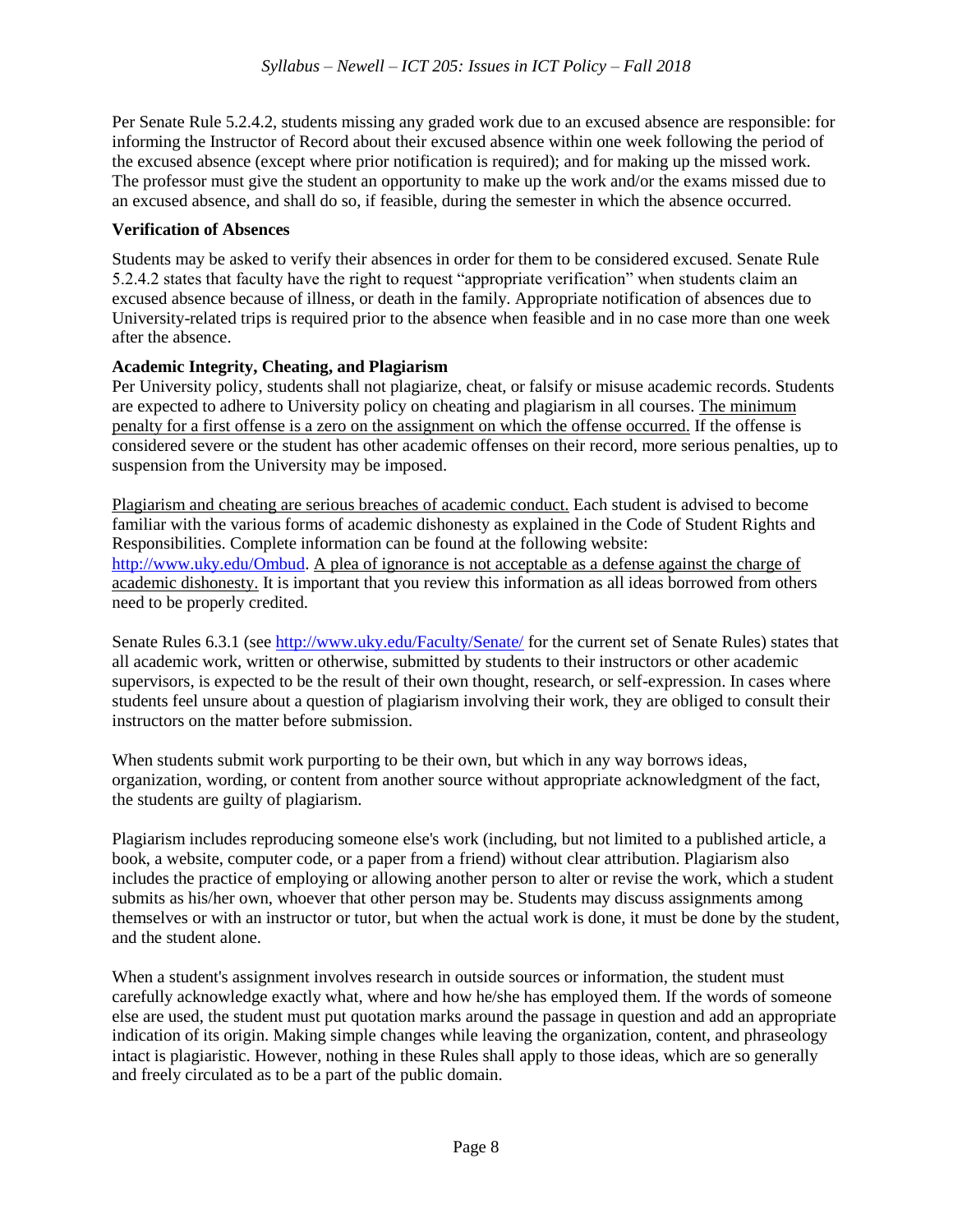Per Senate Rule 5.2.4.2, students missing any graded work due to an excused absence are responsible: for informing the Instructor of Record about their excused absence within one week following the period of the excused absence (except where prior notification is required); and for making up the missed work. The professor must give the student an opportunity to make up the work and/or the exams missed due to an excused absence, and shall do so, if feasible, during the semester in which the absence occurred.

**Verification of Absences**

Students may be asked to verify their absences in order for them to be considered excused. Senate Rule 5.2.4.2 states that faculty have the right to request "appropriate verification" when students claim an excused absence because of illness, or death in the family. Appropriate notification of absences due to University-related trips is required prior to the absence when feasible and in no case more than one week after the absence.

**Academic Integrity, Cheating, and Plagiarism**

Per University policy, students shall not plagiarize, cheat, or falsify or misuse academic records. Students are expected to adhere to University policy on cheating and plagiarism in all courses. The minimum penalty for a first offense is a zero on the assignment on which the offense occurred. If the offense is considered severe or the student has other academic offenses on their record, more serious penalties, up to suspension from the University may be imposed.

Plagiarism and cheating are serious breaches of academic conduct. Each student is advised to become familiar with the various forms of academic dishonesty as explained in the Code of Student Rights and Responsibilities. Complete information can be found at the following website: http://www.uky.edu/Ombud. A plea of ignorance is not acceptable as a defense against the charge of academic dishonesty. It is important that you review this information as all ideas borrowed from others need to be properly credited.

Senate Rules 6.3.1 (see http://www.uky.edu/Faculty/Senate/ for the current set of Senate Rules) states that all academic work, written or otherwise, submitted by students to their instructors or other academic supervisors, is expected to be the result of their own thought, research, or self-expression. In cases where students feel unsure about a question of plagiarism involving their work, they are obliged to consult their instructors on the matter before submission.

When students submit work purporting to be their own, but which in any way borrows ideas, organization, wording, or content from another source without appropriate acknowledgment of the fact, the students are guilty of plagiarism.

Plagiarism includes reproducing someone else's work (including, but not limited to a published article, a book, a website, computer code, or a paper from a friend) without clear attribution. Plagiarism also includes the practice of employing or allowing another person to alter or revise the work, which a student submits as his/her own, whoever that other person may be. Students may discuss assignments among themselves or with an instructor or tutor, but when the actual work is done, it must be done by the student, and the student alone.

When a student's assignment involves research in outside sources or information, the student must carefully acknowledge exactly what, where and how he/she has employed them. If the words of someone else are used, the student must put quotation marks around the passage in question and add an appropriate indication of its origin. Making simple changes while leaving the organization, content, and phraseology intact is plagiaristic. However, nothing in these Rules shall apply to those ideas, which are so generally and freely circulated as to be a part of the public domain.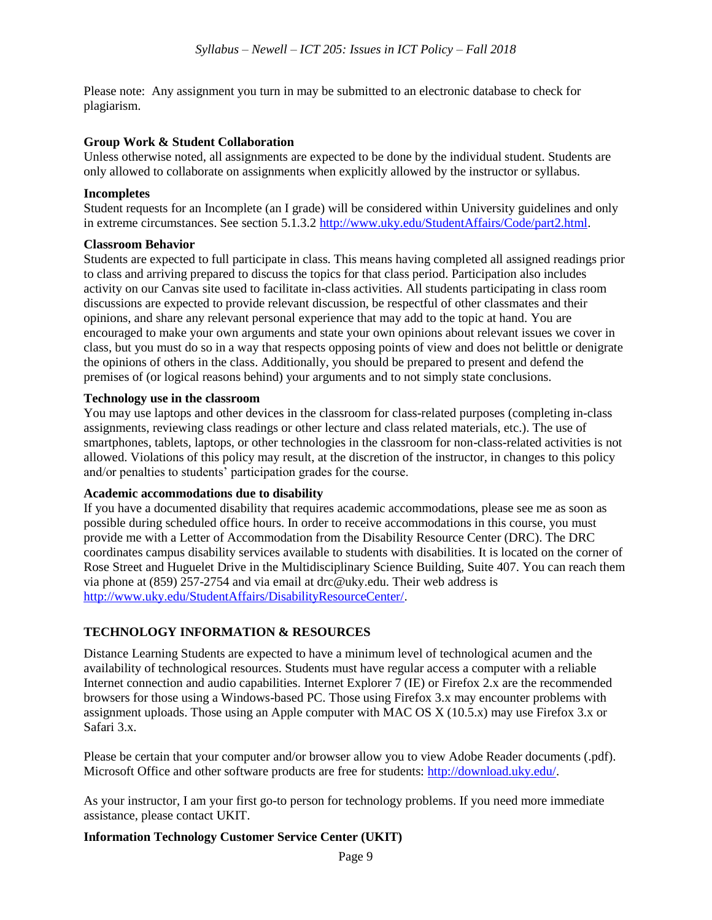Please note: Any assignment you turn in may be submitted to an electronic database to check for plagiarism.

**Group Work & Student Collaboration**

Unless otherwise noted, all assignments are expected to be done by the individual student. Students are only allowed to collaborate on assignments when explicitly allowed by the instructor or syllabus.

**Incompletes**

Student requests for an Incomplete (an I grade) will be considered within University guidelines and only in extreme circumstances. See section 5.1.3.2 [http://www.uky.edu/StudentAffairs/Code/part2.html](http://www.uky.edu/StudentAffairs/Code/part2.html).

**Classroom Behavior**

Students are expected to full participate in class. This means having completed all assigned readings prior to class and arriving prepared to discuss the topics for that class period. Participation also includes activity on our Canvas site used to facilitate in-class activities. All students participating in class room discussions are expected to provide relevant discussion, be respectful of other classmates and their opinions, and share any relevant personal experience that may add to the topic at hand. You are encouraged to make your own arguments and state your own opinions about relevant issues we cover in class, but you must do so in a way that respects opposing points of view and does not belittle or denigrate the opinions of others in the class. Additionally, you should be prepared to present and defend the premises of (or logical reasons behind) your arguments and to not simply state conclusions.

**Technology use in the classroom**

You may use laptops and other devices in the classroom for class-related purposes (completing in-class assignments, reviewing class readings or other lecture and class related materials, etc.). The use of smartphones, tablets, laptops, or other technologies in the classroom for non-class-related activities is not allowed. Violations of this policy may result, at the discretion of the instructor, in changes to this policy and/or penalties to students' participation grades for the course.

**Academic accommodations due to disability**

If you have a documented disability that requires academic accommodations, please see me as soon as possible during scheduled office hours. In order to receive accommodations in this course, you must provide me with a Letter of Accommodation from the Disability Resource Center (DRC). The DRC coordinates campus disability services available to students with disabilities. It is located on the corner of Rose Street and Huguelet Drive in the Multidisciplinary Science Building, Suite 407. You can reach them via phone at (859) 257-2754 and via email at drc@uky.edu. Their web address is [http://www.uky.edu/StudentAffairs/DisabilityResourceCenter/](http://www.uky.edu/StudentAffairs/DisabilityResourceCenter/).

## TECHNOLOGY INFORMATION & RESOURCES

Distance Learning Students are expected to have a minimum level of technological acumen and the availability of technological resources. Students must have regular access a computer with a reliable Internet connection and audio capabilities. Internet Explorer 7 (IE) or Firefox 2.x are the recommended browsers for those using a Windows-based PC. Those using Firefox 3.x may encounter problems with assignment uploads. Those using an Apple computer with MAC OS X (10.5.x) may use Firefox 3.x or Safari 3.x.

Please be certain that your computer and/or browser allow you to view Adobe Reader documents (.pdf). Microsoft Office and other software products are free for students: [http://download.uky.edu/](http://download.uky.edu/).

As your instructor, I am your first go-to person for technology problems. If you need more immediate assistance, please contact UKIT.

**Information Technology Customer Service Center (UKIT)**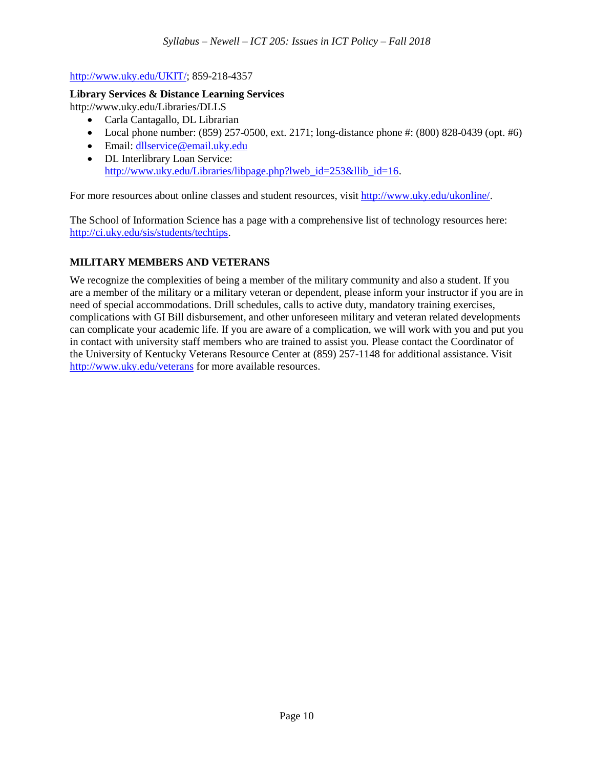http://www.uky.edu/UKIT/; 859-218-4357

**Library Services & Distance Learning Services**
http://www.uky.edu/Libraries/DLLS

- Carla Cantagallo, DL Librarian
- Local phone number: (859) 257-0500, ext. 2171; long-distance phone #: (800) 828-0439 (opt. #6)
- Email: dllservice@email.uky.edu
- DL Interlibrary Loan Service: http://www.uky.edu/Libraries/libpage.php?lweb_id=253&llib_id=16.

For more resources about online classes and student resources, visit http://www.uky.edu/ukonline/.

The School of Information Science has a page with a comprehensive list of technology resources here: http://ci.uky.edu/sis/students/techtips.

## MILITARY MEMBERS AND VETERANS

We recognize the complexities of being a member of the military community and also a student. If you are a member of the military or a military veteran or dependent, please inform your instructor if you are in need of special accommodations. Drill schedules, calls to active duty, mandatory training exercises, complications with GI Bill disbursement, and other unforeseen military and veteran related developments can complicate your academic life. If you are aware of a complication, we will work with you and put you in contact with university staff members who are trained to assist you. Please contact the Coordinator of the University of Kentucky Veterans Resource Center at (859) 257-1148 for additional assistance. Visit http://www.uky.edu/veterans for more available resources.